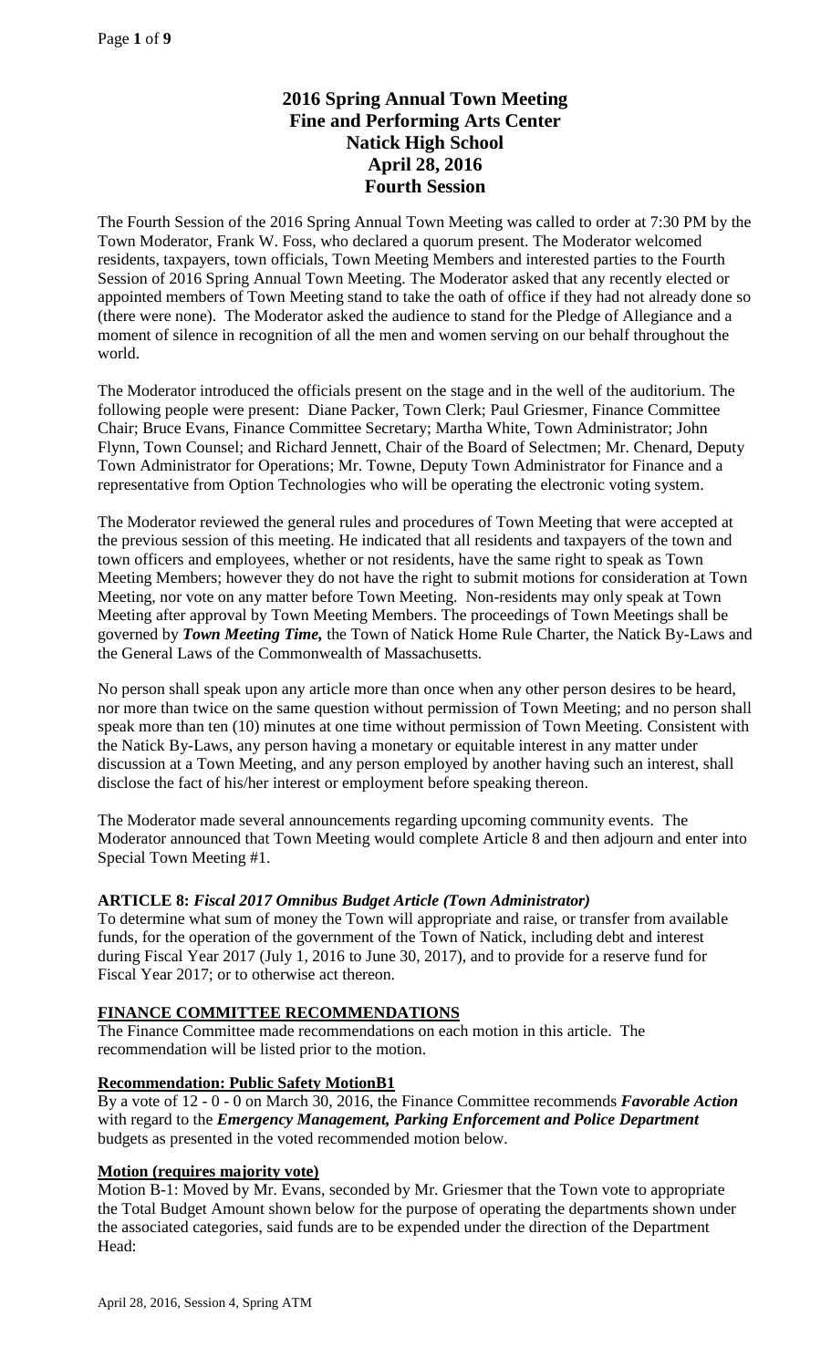# 2016 Spring Annual Town Meeting
# Fine and Performing Arts Center
# Natick High School
# April 28, 2016
# Fourth Session

The Fourth Session of the 2016 Spring Annual Town Meeting was called to order at 7:30 PM by the Town Moderator, Frank W. Foss, who declared a quorum present. The Moderator welcomed residents, taxpayers, town officials, Town Meeting Members and interested parties to the Fourth Session of 2016 Spring Annual Town Meeting. The Moderator asked that any recently elected or appointed members of Town Meeting stand to take the oath of office if they had not already done so (there were none). The Moderator asked the audience to stand for the Pledge of Allegiance and a moment of silence in recognition of all the men and women serving on our behalf throughout the world.

The Moderator introduced the officials present on the stage and in the well of the auditorium. The following people were present: Diane Packer, Town Clerk; Paul Griesmer, Finance Committee Chair; Bruce Evans, Finance Committee Secretary; Martha White, Town Administrator; John Flynn, Town Counsel; and Richard Jennett, Chair of the Board of Selectmen; Mr. Chenard, Deputy Town Administrator for Operations; Mr. Towne, Deputy Town Administrator for Finance and a representative from Option Technologies who will be operating the electronic voting system.

The Moderator reviewed the general rules and procedures of Town Meeting that were accepted at the previous session of this meeting. He indicated that all residents and taxpayers of the town and town officers and employees, whether or not residents, have the same right to speak as Town Meeting Members; however they do not have the right to submit motions for consideration at Town Meeting, nor vote on any matter before Town Meeting. Non-residents may only speak at Town Meeting after approval by Town Meeting Members. The proceedings of Town Meetings shall be governed by ***Town Meeting Time,*** the Town of Natick Home Rule Charter, the Natick By-Laws and the General Laws of the Commonwealth of Massachusetts.

No person shall speak upon any article more than once when any other person desires to be heard, nor more than twice on the same question without permission of Town Meeting; and no person shall speak more than ten (10) minutes at one time without permission of Town Meeting. Consistent with the Natick By-Laws, any person having a monetary or equitable interest in any matter under discussion at a Town Meeting, and any person employed by another having such an interest, shall disclose the fact of his/her interest or employment before speaking thereon.

The Moderator made several announcements regarding upcoming community events. The Moderator announced that Town Meeting would complete Article 8 and then adjourn and enter into Special Town Meeting #1.

**ARTICLE 8:** ***Fiscal 2017 Omnibus Budget Article (Town Administrator)***

To determine what sum of money the Town will appropriate and raise, or transfer from available funds, for the operation of the government of the Town of Natick, including debt and interest during Fiscal Year 2017 (July 1, 2016 to June 30, 2017), and to provide for a reserve fund for Fiscal Year 2017; or to otherwise act thereon.

**FINANCE COMMITTEE RECOMMENDATIONS**

The Finance Committee made recommendations on each motion in this article. The recommendation will be listed prior to the motion.

**Recommendation: Public Safety MotionB1**

By a vote of 12 - 0 - 0 on March 30, 2016, the Finance Committee recommends ***Favorable Action*** with regard to the ***Emergency Management, Parking Enforcement and Police Department*** budgets as presented in the voted recommended motion below.

**Motion (requires majority vote)**

Motion B-1: Moved by Mr. Evans, seconded by Mr. Griesmer that the Town vote to appropriate the Total Budget Amount shown below for the purpose of operating the departments shown under the associated categories, said funds are to be expended under the direction of the Department Head: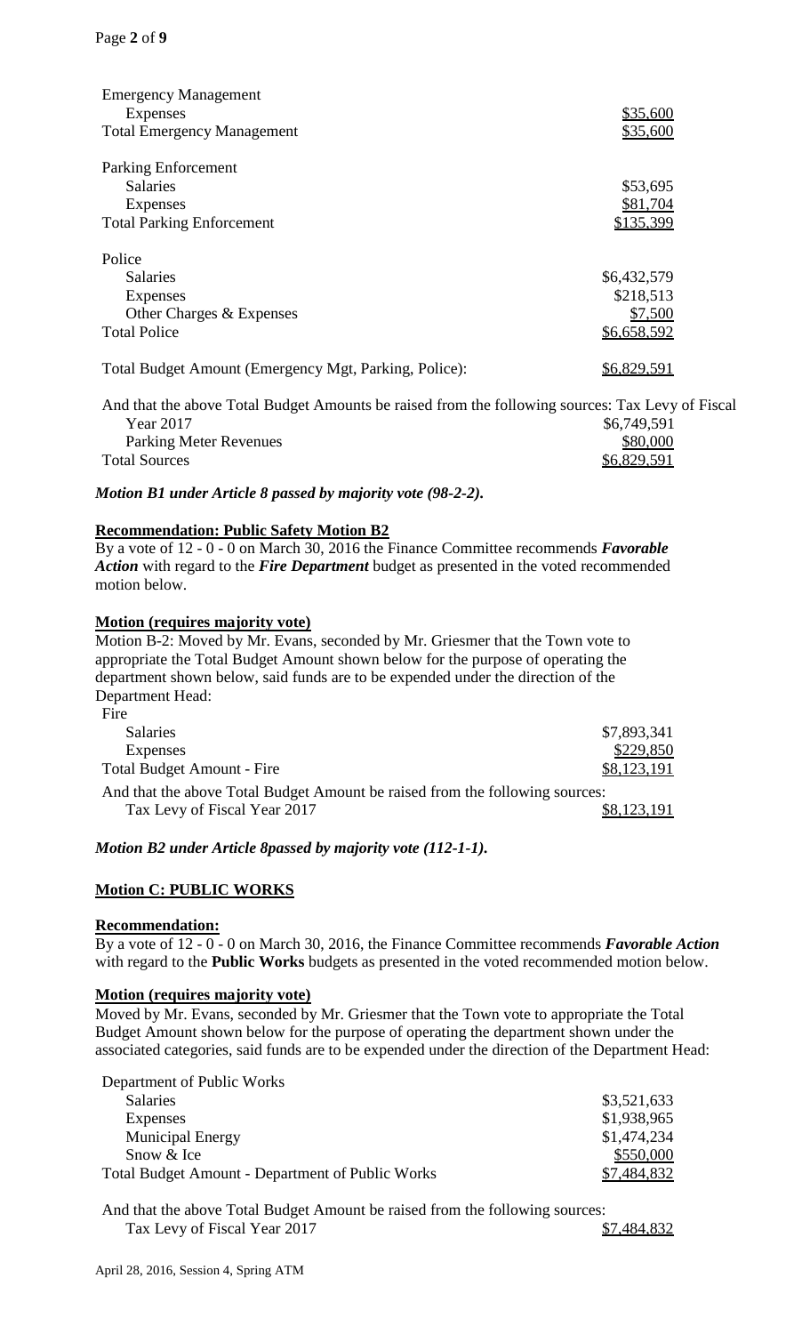| | |
|---|---|
| Emergency Management | |
| Expenses | $35,600 |
| Total Emergency Management | $35,600 |
| | |
| Parking Enforcement | |
| Salaries | $53,695 |
| Expenses | $81,704 |
| Total Parking Enforcement | $135,399 |
| | |
| Police | |
| Salaries | $6,432,579 |
| Expenses | $218,513 |
| Other Charges & Expenses | $7,500 |
| Total Police | $6,658,592 |
| | |
| Total Budget Amount (Emergency Mgt, Parking, Police): | $6,829,591 |

And that the above Total Budget Amounts be raised from the following sources: Tax Levy of Fiscal

| | |
|---|---|
| Year 2017 | $6,749,591 |
| Parking Meter Revenues | $80,000 |
| Total Sources | $6,829,591 |

***Motion B1 under Article 8 passed by majority vote (98-2-2).***

**Recommendation: Public Safety Motion B2**

By a vote of 12 - 0 - 0 on March 30, 2016 the Finance Committee recommends ***Favorable Action*** with regard to the ***Fire Department*** budget as presented in the voted recommended motion below.

**Motion (requires majority vote)**

Motion B-2: Moved by Mr. Evans, seconded by Mr. Griesmer that the Town vote to appropriate the Total Budget Amount shown below for the purpose of operating the department shown below, said funds are to be expended under the direction of the Department Head:

| | |
|---|---|
| Fire | |
| Salaries | $7,893,341 |
| Expenses | $229,850 |
| Total Budget Amount - Fire | $8,123,191 |

And that the above Total Budget Amount be raised from the following sources:

| | |
|---|---|
| Tax Levy of Fiscal Year 2017 | $8,123,191 |

***Motion B2 under Article 8passed by majority vote (112-1-1).***

**Motion C: PUBLIC WORKS**

**Recommendation:**

By a vote of 12 - 0 - 0 on March 30, 2016, the Finance Committee recommends ***Favorable Action*** with regard to the **Public Works** budgets as presented in the voted recommended motion below.

**Motion (requires majority vote)**

Moved by Mr. Evans, seconded by Mr. Griesmer that the Town vote to appropriate the Total Budget Amount shown below for the purpose of operating the department shown under the associated categories, said funds are to be expended under the direction of the Department Head:

| | |
|---|---|
| Department of Public Works | |
| Salaries | $3,521,633 |
| Expenses | $1,938,965 |
| Municipal Energy | $1,474,234 |
| Snow & Ice | $550,000 |
| Total Budget Amount - Department of Public Works | $7,484,832 |

And that the above Total Budget Amount be raised from the following sources:

| | |
|---|---|
| Tax Levy of Fiscal Year 2017 | $7,484,832 |

April 28, 2016, Session 4, Spring ATM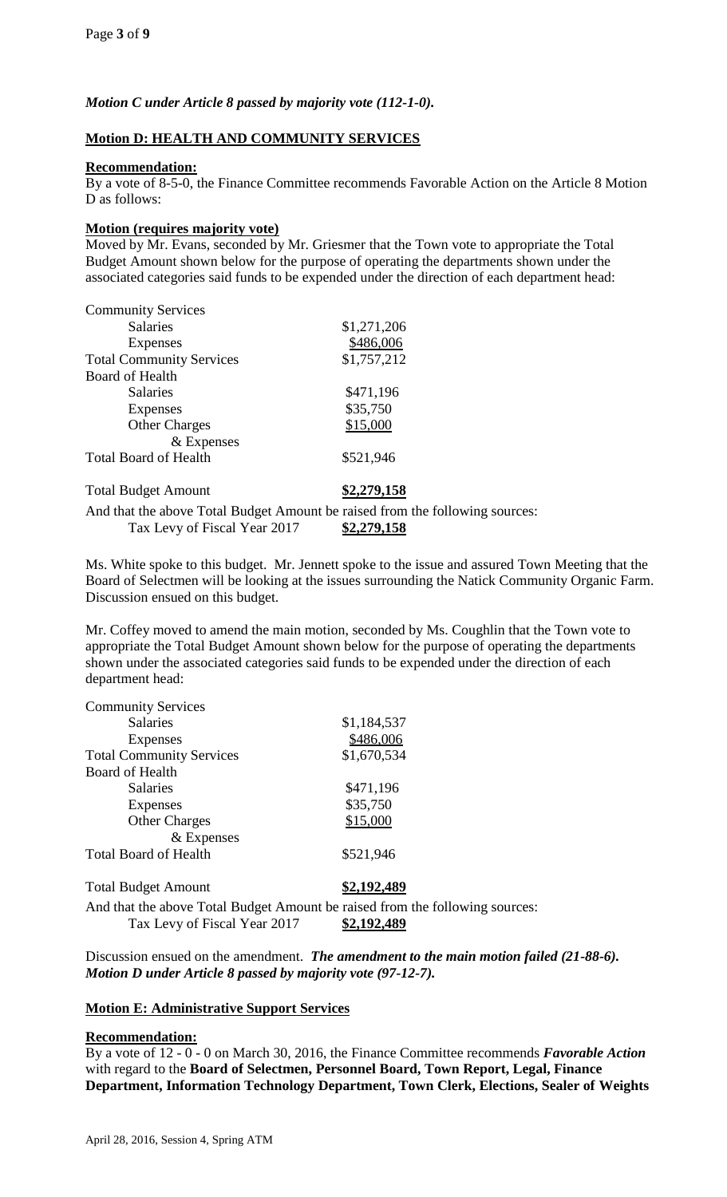***Motion C under Article 8 passed by majority vote (112-1-0).***

**Motion D: HEALTH AND COMMUNITY SERVICES**

**Recommendation:**
By a vote of 8-5-0, the Finance Committee recommends Favorable Action on the Article 8 Motion D as follows:

**Motion (requires majority vote)**
Moved by Mr. Evans, seconded by Mr. Griesmer that the Town vote to appropriate the Total Budget Amount shown below for the purpose of operating the departments shown under the associated categories said funds to be expended under the direction of each department head:

| | |
|---|---|
| Community Services | |
| Salaries | $1,271,206 |
| Expenses | $486,006 |
| Total Community Services | $1,757,212 |
| Board of Health | |
| Salaries | $471,196 |
| Expenses | $35,750 |
| Other Charges & Expenses | $15,000 |
| Total Board of Health | $521,946 |
| Total Budget Amount | **$2,279,158** |

And that the above Total Budget Amount be raised from the following sources:
Tax Levy of Fiscal Year 2017 **$2,279,158**

Ms. White spoke to this budget. Mr. Jennett spoke to the issue and assured Town Meeting that the Board of Selectmen will be looking at the issues surrounding the Natick Community Organic Farm. Discussion ensued on this budget.

Mr. Coffey moved to amend the main motion, seconded by Ms. Coughlin that the Town vote to appropriate the Total Budget Amount shown below for the purpose of operating the departments shown under the associated categories said funds to be expended under the direction of each department head:

| | |
|---|---|
| Community Services | |
| Salaries | $1,184,537 |
| Expenses | $486,006 |
| Total Community Services | $1,670,534 |
| Board of Health | |
| Salaries | $471,196 |
| Expenses | $35,750 |
| Other Charges & Expenses | $15,000 |
| Total Board of Health | $521,946 |
| Total Budget Amount | **$2,192,489** |

And that the above Total Budget Amount be raised from the following sources:
Tax Levy of Fiscal Year 2017 **$2,192,489**

Discussion ensued on the amendment. ***The amendment to the main motion failed (21-88-6).*** ***Motion D under Article 8 passed by majority vote (97-12-7).***

**Motion E: Administrative Support Services**

**Recommendation:**
By a vote of 12 - 0 - 0 on March 30, 2016, the Finance Committee recommends ***Favorable Action*** with regard to the **Board of Selectmen, Personnel Board, Town Report, Legal, Finance Department, Information Technology Department, Town Clerk, Elections, Sealer of Weights**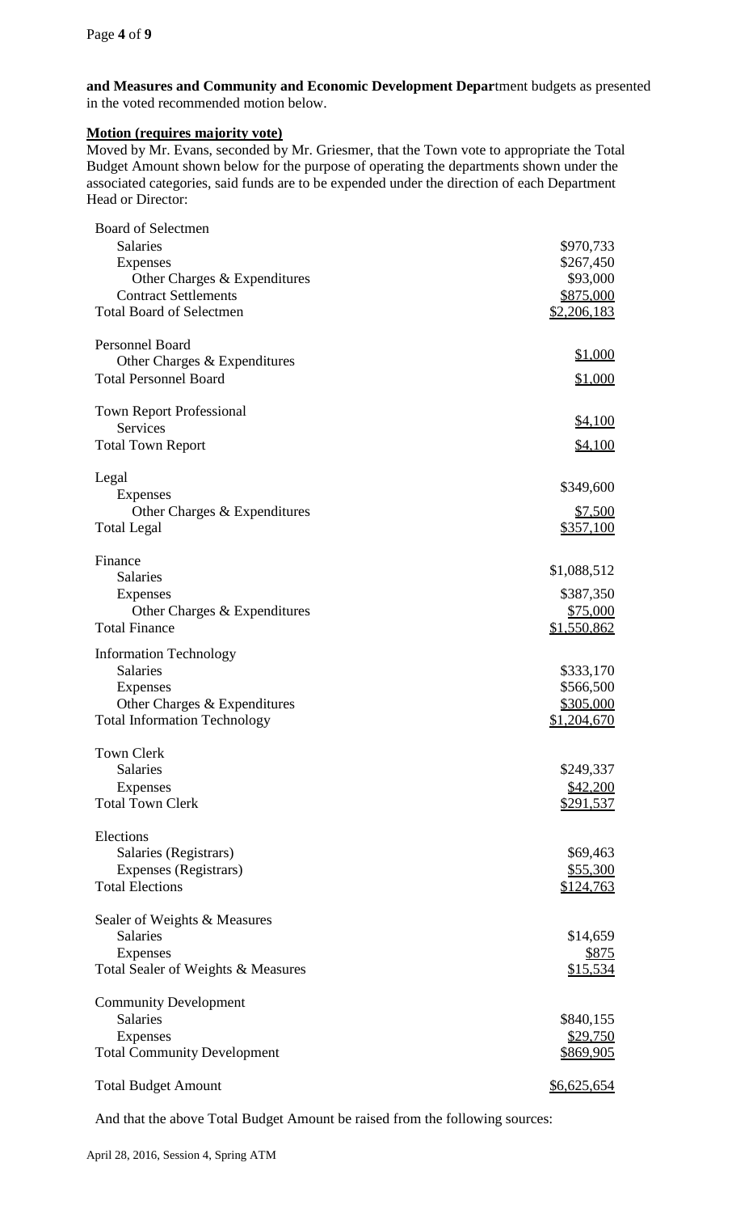**and Measures and Community and Economic Development Depar**tment budgets as presented in the voted recommended motion below.

**Motion (requires majority vote)**

Moved by Mr. Evans, seconded by Mr. Griesmer, that the Town vote to appropriate the Total Budget Amount shown below for the purpose of operating the departments shown under the associated categories, said funds are to be expended under the direction of each Department Head or Director:

| | |
|---|---|
| Board of Selectmen | |
| Salaries | $970,733 |
| Expenses | $267,450 |
| Other Charges & Expenditures | $93,000 |
| Contract Settlements | $875,000 |
| Total Board of Selectmen | $2,206,183 |
| | |
| Personnel Board | |
| Other Charges & Expenditures | $1,000 |
| Total Personnel Board | $1,000 |
| | |
| Town Report Professional Services | $4,100 |
| Total Town Report | $4,100 |
| | |
| Legal | |
| Expenses | $349,600 |
| Other Charges & Expenditures | $7,500 |
| Total Legal | $357,100 |
| | |
| Finance | |
| Salaries | $1,088,512 |
| Expenses | $387,350 |
| Other Charges & Expenditures | $75,000 |
| Total Finance | $1,550,862 |
| | |
| Information Technology | |
| Salaries | $333,170 |
| Expenses | $566,500 |
| Other Charges & Expenditures | $305,000 |
| Total Information Technology | $1,204,670 |
| | |
| Town Clerk | |
| Salaries | $249,337 |
| Expenses | $42,200 |
| Total Town Clerk | $291,537 |
| | |
| Elections | |
| Salaries (Registrars) | $69,463 |
| Expenses (Registrars) | $55,300 |
| Total Elections | $124,763 |
| | |
| Sealer of Weights & Measures | |
| Salaries | $14,659 |
| Expenses | $875 |
| Total Sealer of Weights & Measures | $15,534 |
| | |
| Community Development | |
| Salaries | $840,155 |
| Expenses | $29,750 |
| Total Community Development | $869,905 |
| | |
| Total Budget Amount | $6,625,654 |

And that the above Total Budget Amount be raised from the following sources:

April 28, 2016, Session 4, Spring ATM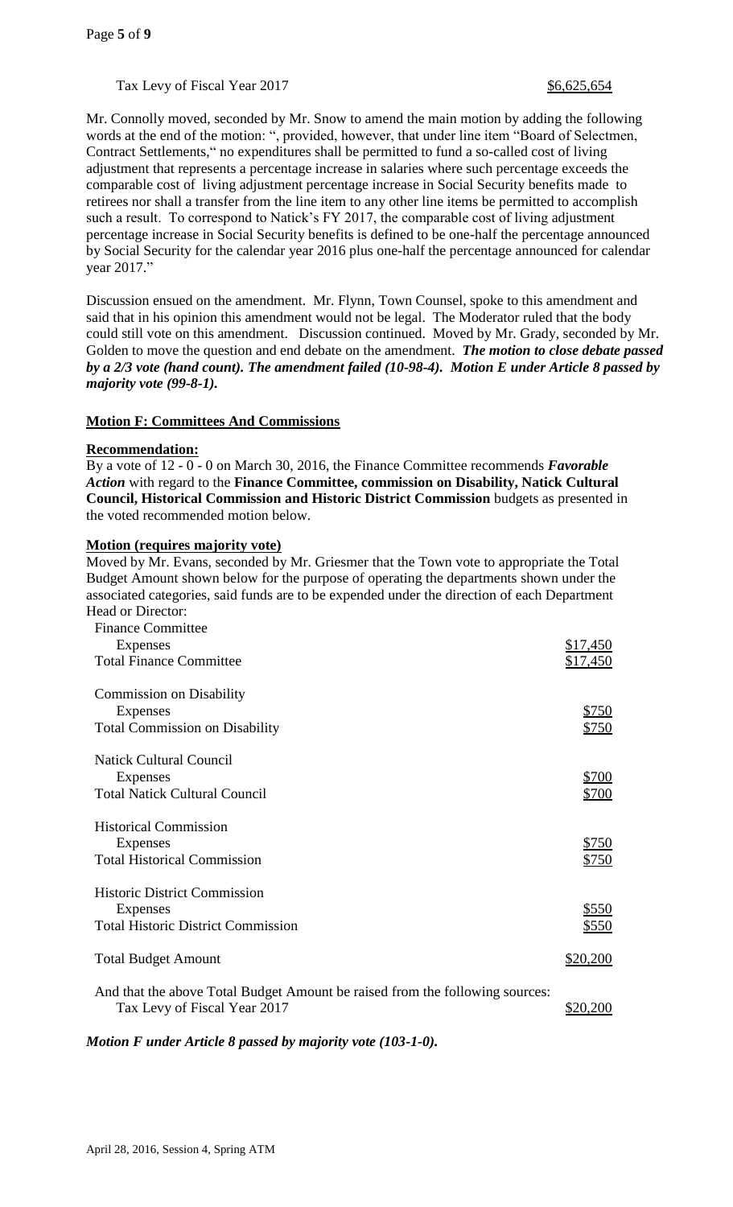Tax Levy of Fiscal Year 2017 $6,625,654

Mr. Connolly moved, seconded by Mr. Snow to amend the main motion by adding the following words at the end of the motion: ", provided, however, that under line item "Board of Selectmen, Contract Settlements," no expenditures shall be permitted to fund a so-called cost of living adjustment that represents a percentage increase in salaries where such percentage exceeds the comparable cost of living adjustment percentage increase in Social Security benefits made to retirees nor shall a transfer from the line item to any other line items be permitted to accomplish such a result. To correspond to Natick's FY 2017, the comparable cost of living adjustment percentage increase in Social Security benefits is defined to be one-half the percentage announced by Social Security for the calendar year 2016 plus one-half the percentage announced for calendar year 2017."

Discussion ensued on the amendment. Mr. Flynn, Town Counsel, spoke to this amendment and said that in his opinion this amendment would not be legal. The Moderator ruled that the body could still vote on this amendment. Discussion continued. Moved by Mr. Grady, seconded by Mr. Golden to move the question and end debate on the amendment. ***The motion to close debate passed by a 2/3 vote (hand count). The amendment failed (10-98-4). Motion E under Article 8 passed by majority vote (99-8-1).***

**Motion F: Committees And Commissions**

**Recommendation:**

By a vote of 12 - 0 - 0 on March 30, 2016, the Finance Committee recommends ***Favorable Action*** with regard to the **Finance Committee, commission on Disability, Natick Cultural Council, Historical Commission and Historic District Commission** budgets as presented in the voted recommended motion below.

**Motion (requires majority vote)**

Moved by Mr. Evans, seconded by Mr. Griesmer that the Town vote to appropriate the Total Budget Amount shown below for the purpose of operating the departments shown under the associated categories, said funds are to be expended under the direction of each Department Head or Director:

| | |
|---|---|
| Finance Committee | |
| Expenses | $17,450 |
| Total Finance Committee | $17,450 |
| | |
| Commission on Disability | |
| Expenses | $750 |
| Total Commission on Disability | $750 |
| | |
| Natick Cultural Council | |
| Expenses | $700 |
| Total Natick Cultural Council | $700 |
| | |
| Historical Commission | |
| Expenses | $750 |
| Total Historical Commission | $750 |
| | |
| Historic District Commission | |
| Expenses | $550 |
| Total Historic District Commission | $550 |
| | |
| Total Budget Amount | $20,200 |

And that the above Total Budget Amount be raised from the following sources:

Tax Levy of Fiscal Year 2017 $20,200

***Motion F under Article 8 passed by majority vote (103-1-0).***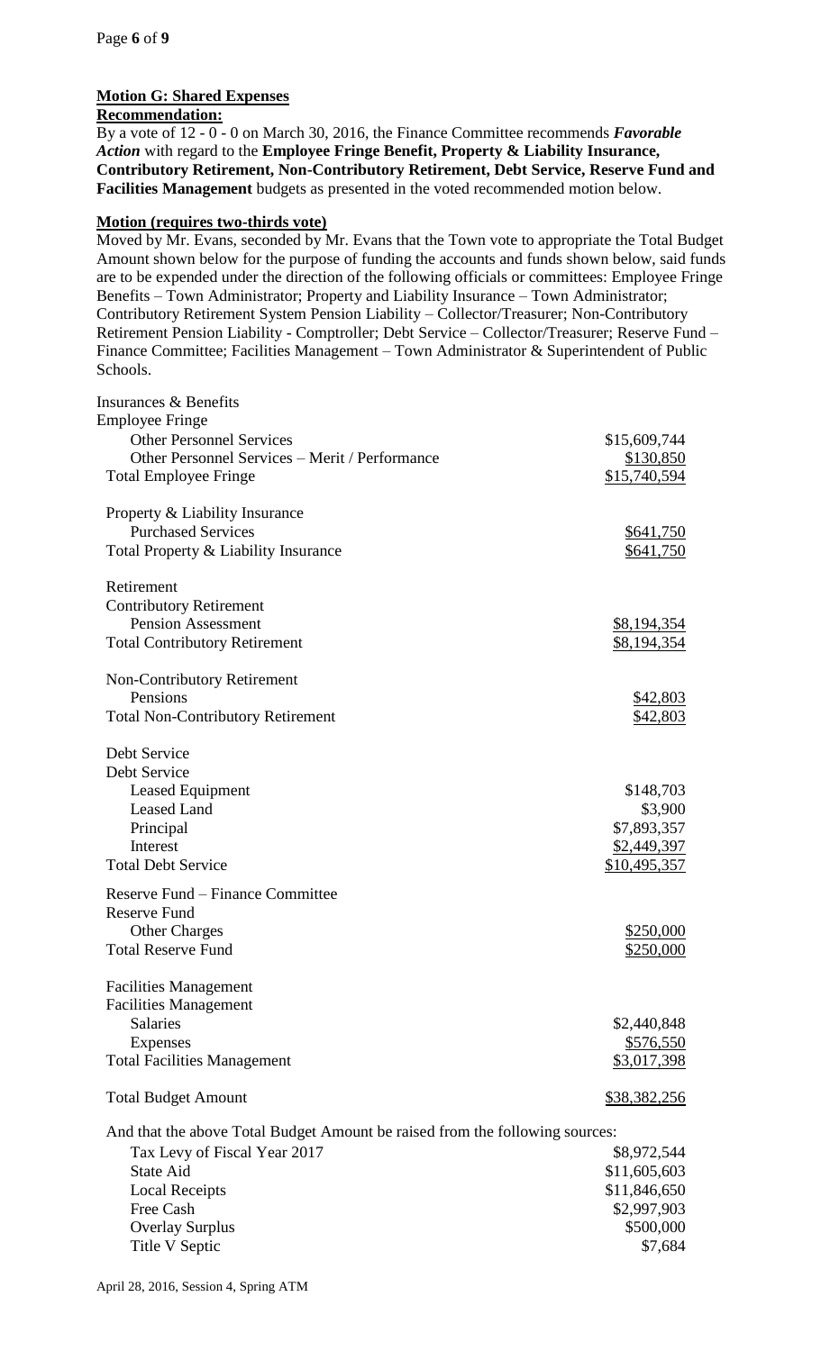**Motion G: Shared Expenses**

**Recommendation:**

By a vote of 12 - 0 - 0 on March 30, 2016, the Finance Committee recommends ***Favorable Action*** with regard to the **Employee Fringe Benefit, Property & Liability Insurance, Contributory Retirement, Non-Contributory Retirement, Debt Service, Reserve Fund and Facilities Management** budgets as presented in the voted recommended motion below.

**Motion (requires two-thirds vote)**

Moved by Mr. Evans, seconded by Mr. Evans that the Town vote to appropriate the Total Budget Amount shown below for the purpose of funding the accounts and funds shown below, said funds are to be expended under the direction of the following officials or committees: Employee Fringe Benefits – Town Administrator; Property and Liability Insurance – Town Administrator; Contributory Retirement System Pension Liability – Collector/Treasurer; Non-Contributory Retirement Pension Liability - Comptroller; Debt Service – Collector/Treasurer; Reserve Fund – Finance Committee; Facilities Management – Town Administrator & Superintendent of Public Schools.

| | |
|---|---|
| Insurances & Benefits | |
| Employee Fringe | |
| Other Personnel Services | $15,609,744 |
| Other Personnel Services – Merit / Performance | $130,850 |
| Total Employee Fringe | $15,740,594 |
| | |
| Property & Liability Insurance | |
| Purchased Services | $641,750 |
| Total Property & Liability Insurance | $641,750 |
| | |
| Retirement | |
| Contributory Retirement | |
| Pension Assessment | $8,194,354 |
| Total Contributory Retirement | $8,194,354 |
| | |
| Non-Contributory Retirement | |
| Pensions | $42,803 |
| Total Non-Contributory Retirement | $42,803 |
| | |
| Debt Service | |
| Debt Service | |
| Leased Equipment | $148,703 |
| Leased Land | $3,900 |
| Principal | $7,893,357 |
| Interest | $2,449,397 |
| Total Debt Service | $10,495,357 |
| | |
| Reserve Fund – Finance Committee | |
| Reserve Fund | |
| Other Charges | $250,000 |
| Total Reserve Fund | $250,000 |
| | |
| Facilities Management | |
| Facilities Management | |
| Salaries | $2,440,848 |
| Expenses | $576,550 |
| Total Facilities Management | $3,017,398 |
| | |
| Total Budget Amount | $38,382,256 |

And that the above Total Budget Amount be raised from the following sources:

| | |
|---|---|
| Tax Levy of Fiscal Year 2017 | $8,972,544 |
| State Aid | $11,605,603 |
| Local Receipts | $11,846,650 |
| Free Cash | $2,997,903 |
| Overlay Surplus | $500,000 |
| Title V Septic | $7,684 |

April 28, 2016, Session 4, Spring ATM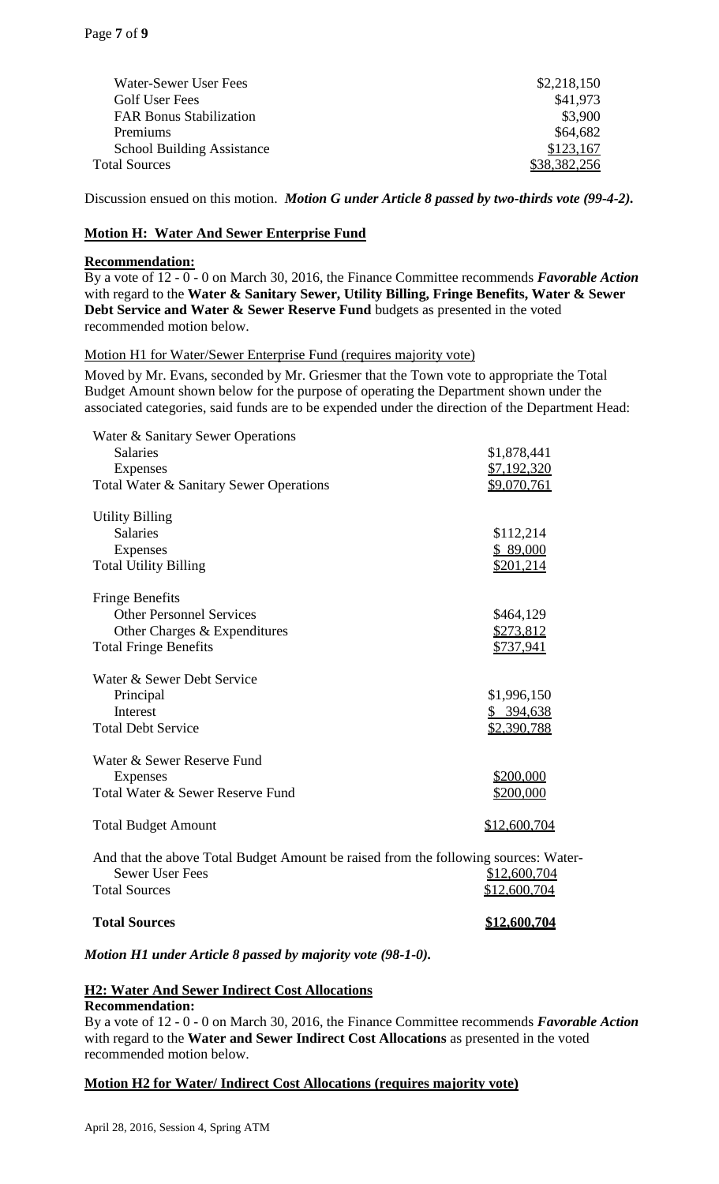| | |
|---|---|
| Water-Sewer User Fees | $2,218,150 |
| Golf User Fees | $41,973 |
| FAR Bonus Stabilization | $3,900 |
| Premiums | $64,682 |
| School Building Assistance | $123,167 |
| Total Sources | $38,382,256 |

Discussion ensued on this motion. ***Motion G under Article 8 passed by two-thirds vote (99-4-2).***

**Motion H: Water And Sewer Enterprise Fund**

**Recommendation:**

By a vote of 12 - 0 - 0 on March 30, 2016, the Finance Committee recommends ***Favorable Action*** with regard to the **Water & Sanitary Sewer, Utility Billing, Fringe Benefits, Water & Sewer Debt Service and Water & Sewer Reserve Fund** budgets as presented in the voted recommended motion below.

Motion H1 for Water/Sewer Enterprise Fund (requires majority vote)

Moved by Mr. Evans, seconded by Mr. Griesmer that the Town vote to appropriate the Total Budget Amount shown below for the purpose of operating the Department shown under the associated categories, said funds are to be expended under the direction of the Department Head:

| | |
|---|---|
| Water & Sanitary Sewer Operations | |
| Salaries | $1,878,441 |
| Expenses | $7,192,320 |
| Total Water & Sanitary Sewer Operations | $9,070,761 |
| Utility Billing | |
| Salaries | $112,214 |
| Expenses | $ 89,000 |
| Total Utility Billing | $201,214 |
| Fringe Benefits | |
| Other Personnel Services | $464,129 |
| Other Charges & Expenditures | $273,812 |
| Total Fringe Benefits | $737,941 |
| Water & Sewer Debt Service | |
| Principal | $1,996,150 |
| Interest | $ 394,638 |
| Total Debt Service | $2,390,788 |
| Water & Sewer Reserve Fund | |
| Expenses | $200,000 |
| Total Water & Sewer Reserve Fund | $200,000 |
| Total Budget Amount | $12,600,704 |

And that the above Total Budget Amount be raised from the following sources: Water-

| | |
|---|---|
| Sewer User Fees | $12,600,704 |
| Total Sources | $12,600,704 |
| **Total Sources** | **$12,600,704** |

***Motion H1 under Article 8 passed by majority vote (98-1-0).***

**H2: Water And Sewer Indirect Cost Allocations**

**Recommendation:**

By a vote of 12 - 0 - 0 on March 30, 2016, the Finance Committee recommends ***Favorable Action*** with regard to the **Water and Sewer Indirect Cost Allocations** as presented in the voted recommended motion below.

**Motion H2 for Water/ Indirect Cost Allocations (requires majority vote)**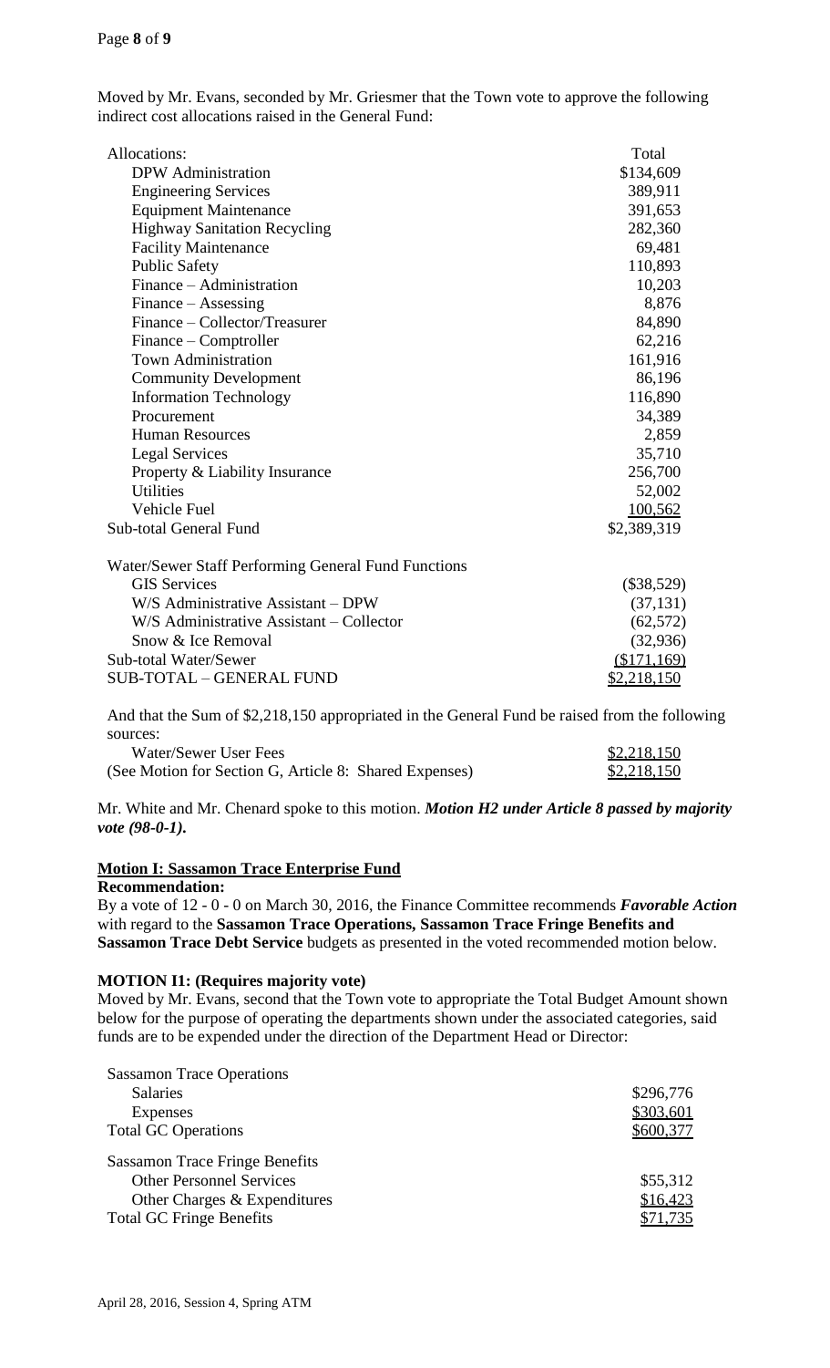Moved by Mr. Evans, seconded by Mr. Griesmer that the Town vote to approve the following indirect cost allocations raised in the General Fund:

| Allocations: | Total |
|---|---|
| DPW Administration | $134,609 |
| Engineering Services | 389,911 |
| Equipment Maintenance | 391,653 |
| Highway Sanitation Recycling | 282,360 |
| Facility Maintenance | 69,481 |
| Public Safety | 110,893 |
| Finance – Administration | 10,203 |
| Finance – Assessing | 8,876 |
| Finance – Collector/Treasurer | 84,890 |
| Finance – Comptroller | 62,216 |
| Town Administration | 161,916 |
| Community Development | 86,196 |
| Information Technology | 116,890 |
| Procurement | 34,389 |
| Human Resources | 2,859 |
| Legal Services | 35,710 |
| Property & Liability Insurance | 256,700 |
| Utilities | 52,002 |
| Vehicle Fuel | 100,562 |
| Sub-total General Fund | $2,389,319 |
| | |
| Water/Sewer Staff Performing General Fund Functions | |
| GIS Services | ($38,529) |
| W/S Administrative Assistant – DPW | (37,131) |
| W/S Administrative Assistant – Collector | (62,572) |
| Snow & Ice Removal | (32,936) |
| Sub-total Water/Sewer | ($171,169) |
| SUB-TOTAL – GENERAL FUND | $2,218,150 |

And that the Sum of $2,218,150 appropriated in the General Fund be raised from the following sources:

| | |
|---|---|
| Water/Sewer User Fees | $2,218,150 |
| (See Motion for Section G, Article 8: Shared Expenses) | $2,218,150 |

Mr. White and Mr. Chenard spoke to this motion. ***Motion H2 under Article 8 passed by majority vote (98-0-1).***

## Motion I: Sassamon Trace Enterprise Fund

**Recommendation:**

By a vote of 12 - 0 - 0 on March 30, 2016, the Finance Committee recommends ***Favorable Action*** with regard to the **Sassamon Trace Operations, Sassamon Trace Fringe Benefits and Sassamon Trace Debt Service** budgets as presented in the voted recommended motion below.

**MOTION I1: (Requires majority vote)**

Moved by Mr. Evans, second that the Town vote to appropriate the Total Budget Amount shown below for the purpose of operating the departments shown under the associated categories, said funds are to be expended under the direction of the Department Head or Director:

| | |
|---|---|
| Sassamon Trace Operations | |
| Salaries | $296,776 |
| Expenses | $303,601 |
| Total GC Operations | $600,377 |
| | |
| Sassamon Trace Fringe Benefits | |
| Other Personnel Services | $55,312 |
| Other Charges & Expenditures | $16,423 |
| Total GC Fringe Benefits | $71,735 |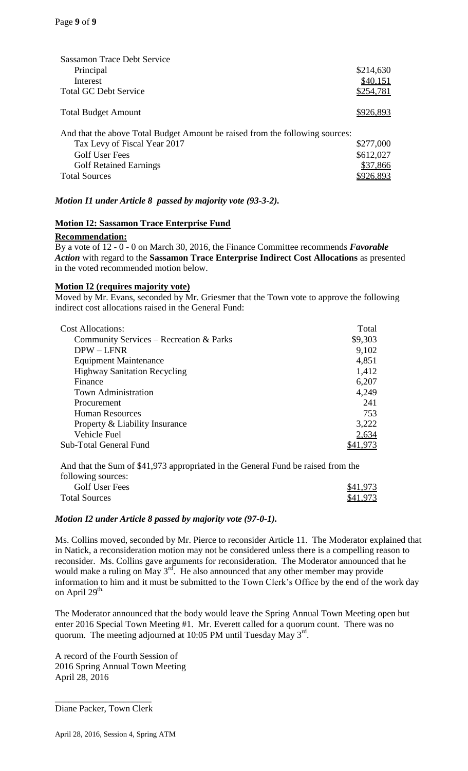| | |
|---|---|
| Sassamon Trace Debt Service | |
| Principal | \$214,630 |
| Interest | \$40,151 |
| Total GC Debt Service | \$254,781 |
| Total Budget Amount | \$926,893 |

And that the above Total Budget Amount be raised from the following sources:

| | |
|---|---|
| Tax Levy of Fiscal Year 2017 | \$277,000 |
| Golf User Fees | \$612,027 |
| Golf Retained Earnings | \$37,866 |
| Total Sources | \$926,893 |

***Motion I1 under Article 8 passed by majority vote (93-3-2).***

**Motion I2: Sassamon Trace Enterprise Fund**

**Recommendation:**

By a vote of 12 - 0 - 0 on March 30, 2016, the Finance Committee recommends ***Favorable Action*** with regard to the **Sassamon Trace Enterprise Indirect Cost Allocations** as presented in the voted recommended motion below.

**Motion I2 (requires majority vote)**

Moved by Mr. Evans, seconded by Mr. Griesmer that the Town vote to approve the following indirect cost allocations raised in the General Fund:

| Cost Allocations: | Total |
|---|---|
| Community Services – Recreation & Parks | \$9,303 |
| DPW – LFNR | 9,102 |
| Equipment Maintenance | 4,851 |
| Highway Sanitation Recycling | 1,412 |
| Finance | 6,207 |
| Town Administration | 4,249 |
| Procurement | 241 |
| Human Resources | 753 |
| Property & Liability Insurance | 3,222 |
| Vehicle Fuel | 2,634 |
| Sub-Total General Fund | \$41,973 |

And that the Sum of \$41,973 appropriated in the General Fund be raised from the following sources:

| | |
|---|---|
| Golf User Fees | \$41,973 |
| Total Sources | \$41,973 |

***Motion I2 under Article 8 passed by majority vote (97-0-1).***

Ms. Collins moved, seconded by Mr. Pierce to reconsider Article 11. The Moderator explained that in Natick, a reconsideration motion may not be considered unless there is a compelling reason to reconsider. Ms. Collins gave arguments for reconsideration. The Moderator announced that he would make a ruling on May 3rd. He also announced that any other member may provide information to him and it must be submitted to the Town Clerk's Office by the end of the work day on April 29th.

The Moderator announced that the body would leave the Spring Annual Town Meeting open but enter 2016 Special Town Meeting #1. Mr. Everett called for a quorum count. There was no quorum. The meeting adjourned at 10:05 PM until Tuesday May 3rd.

A record of the Fourth Session of
2016 Spring Annual Town Meeting
April 28, 2016

\_\_\_\_\_\_\_\_\_\_\_\_\_\_\_\_\_\_\_\_\_\_

Diane Packer, Town Clerk